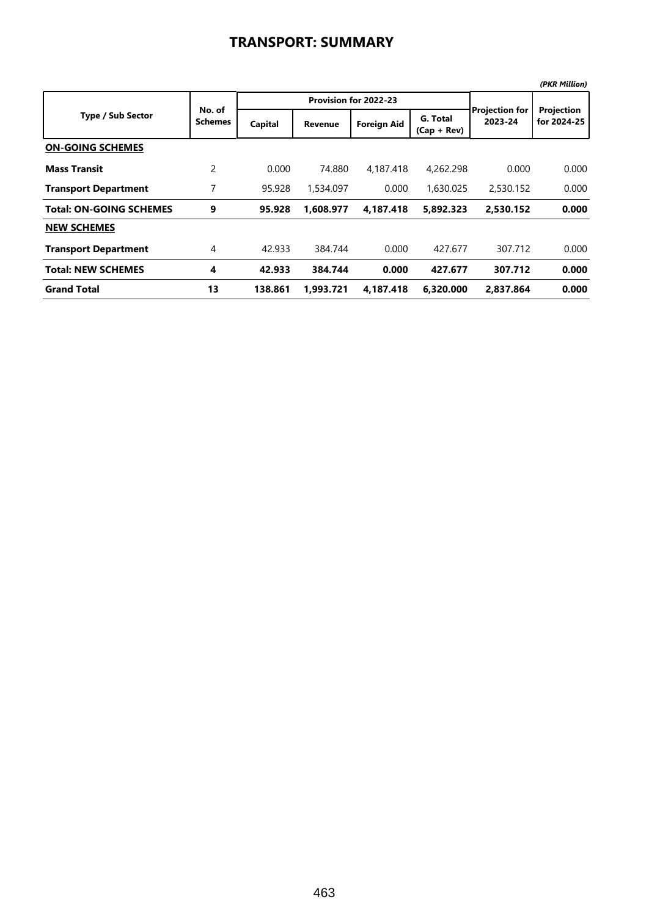## TRANSPORT: SUMMARY

*(PKR Million)*

| Type / Sub Sector | No. of Schemes | Provision for 2022-23 | | | | Projection for 2023-24 | Projection for 2024-25 |
|---|---|---|---|---|---|---|---|
| | | Capital | Revenue | Foreign Aid | G. Total (Cap + Rev) | | |
| **ON-GOING SCHEMES** | | | | | | | |
| **Mass Transit** | 2 | 0.000 | 74.880 | 4,187.418 | 4,262.298 | 0.000 | 0.000 |
| **Transport Department** | 7 | 95.928 | 1,534.097 | 0.000 | 1,630.025 | 2,530.152 | 0.000 |
| **Total: ON-GOING SCHEMES** | **9** | **95.928** | **1,608.977** | **4,187.418** | **5,892.323** | **2,530.152** | **0.000** |
| **NEW SCHEMES** | | | | | | | |
| **Transport Department** | 4 | 42.933 | 384.744 | 0.000 | 427.677 | 307.712 | 0.000 |
| **Total: NEW SCHEMES** | **4** | **42.933** | **384.744** | **0.000** | **427.677** | **307.712** | **0.000** |
| **Grand Total** | **13** | **138.861** | **1,993.721** | **4,187.418** | **6,320.000** | **2,837.864** | **0.000** |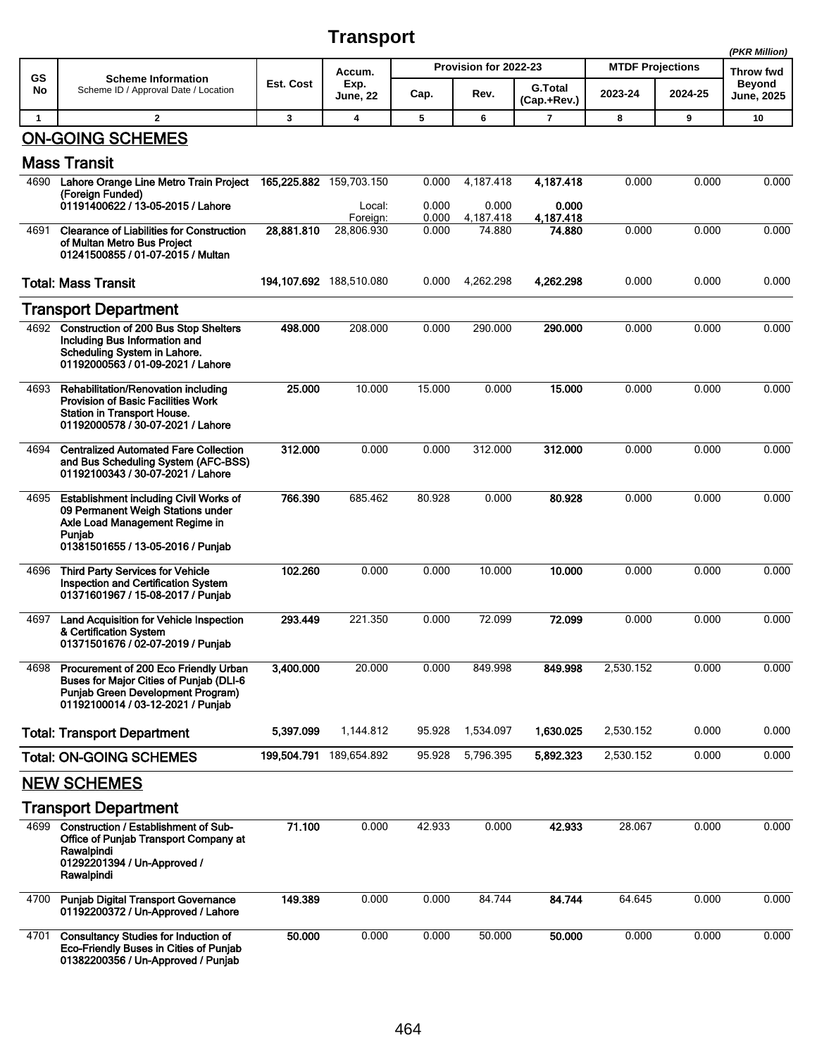# Transport

*(PKR Million)*

| GS No | Scheme Information<br>Scheme ID / Approval Date / Location | Est. Cost | Accum. Exp. June, 22 | Provision for 2022-23 | | | MTDF Projections | | Throw fwd Beyond June, 2025 |
|---|---|---|---|---|---|---|---|---|---|
| | | | | Cap. | Rev. | G.Total (Cap.+Rev.) | 2023-24 | 2024-25 | |
| 1 | 2 | 3 | 4 | 5 | 6 | 7 | 8 | 9 | 10 |
| | **ON-GOING SCHEMES** | | | | | | | | |
| | **Mass Transit** | | | | | | | | |
| 4690 | **Lahore Orange Line Metro Train Project (Foreign Funded)**<br>**01191400622 / 13-05-2015 / Lahore** | **165,225.882** | 159,703.150 | 0.000 | 4,187.418 | **4,187.418** | 0.000 | 0.000 | 0.000 |
| | | | Local: | 0.000 | 0.000 | **0.000** | | | |
| | | | Foreign: | 0.000 | 4,187.418 | **4,187.418** | | | |
| 4691 | **Clearance of Liabilities for Construction of Multan Metro Bus Project**<br>**01241500855 / 01-07-2015 / Multan** | **28,881.810** | 28,806.930 | 0.000 | 74.880 | **74.880** | 0.000 | 0.000 | 0.000 |
| | **Total: Mass Transit** | **194,107.692** | 188,510.080 | 0.000 | 4,262.298 | **4,262.298** | 0.000 | 0.000 | 0.000 |
| | **Transport Department** | | | | | | | | |
| 4692 | **Construction of 200 Bus Stop Shelters Including Bus Information and Scheduling System in Lahore.**<br>**01192000563 / 01-09-2021 / Lahore** | **498.000** | 208.000 | 0.000 | 290.000 | **290.000** | 0.000 | 0.000 | 0.000 |
| 4693 | **Rehabilitation/Renovation including Provision of Basic Facilities Work Station in Transport House.**<br>**01192000578 / 30-07-2021 / Lahore** | **25.000** | 10.000 | 15.000 | 0.000 | **15.000** | 0.000 | 0.000 | 0.000 |
| 4694 | **Centralized Automated Fare Collection and Bus Scheduling System (AFC-BSS)**<br>**01192100343 / 30-07-2021 / Lahore** | **312.000** | 0.000 | 0.000 | 312.000 | **312.000** | 0.000 | 0.000 | 0.000 |
| 4695 | **Establishment including Civil Works of 09 Permanent Weigh Stations under Axle Load Management Regime in Punjab**<br>**01381501655 / 13-05-2016 / Punjab** | **766.390** | 685.462 | 80.928 | 0.000 | **80.928** | 0.000 | 0.000 | 0.000 |
| 4696 | **Third Party Services for Vehicle Inspection and Certification System**<br>**01371601967 / 15-08-2017 / Punjab** | **102.260** | 0.000 | 0.000 | 10.000 | **10.000** | 0.000 | 0.000 | 0.000 |
| 4697 | **Land Acquisition for Vehicle Inspection & Certification System**<br>**01371501676 / 02-07-2019 / Punjab** | **293.449** | 221.350 | 0.000 | 72.099 | **72.099** | 0.000 | 0.000 | 0.000 |
| 4698 | **Procurement of 200 Eco Friendly Urban Buses for Major Cities of Punjab (DLI-6 Punjab Green Development Program)**<br>**01192100014 / 03-12-2021 / Punjab** | **3,400.000** | 20.000 | 0.000 | 849.998 | **849.998** | 2,530.152 | 0.000 | 0.000 |
| | **Total: Transport Department** | **5,397.099** | 1,144.812 | 95.928 | 1,534.097 | **1,630.025** | 2,530.152 | 0.000 | 0.000 |
| | **Total: ON-GOING SCHEMES** | **199,504.791** | 189,654.892 | 95.928 | 5,796.395 | **5,892.323** | 2,530.152 | 0.000 | 0.000 |
| | **NEW SCHEMES** | | | | | | | | |
| | **Transport Department** | | | | | | | | |
| 4699 | **Construction / Establishment of Sub-Office of Punjab Transport Company at Rawalpindi**<br>**01292201394 / Un-Approved / Rawalpindi** | **71.100** | 0.000 | 42.933 | 0.000 | **42.933** | 28.067 | 0.000 | 0.000 |
| 4700 | **Punjab Digital Transport Governance**<br>**01192200372 / Un-Approved / Lahore** | **149.389** | 0.000 | 0.000 | 84.744 | **84.744** | 64.645 | 0.000 | 0.000 |
| 4701 | **Consultancy Studies for Induction of Eco-Friendly Buses in Cities of Punjab**<br>**01382200356 / Un-Approved / Punjab** | **50.000** | 0.000 | 0.000 | 50.000 | **50.000** | 0.000 | 0.000 | 0.000 |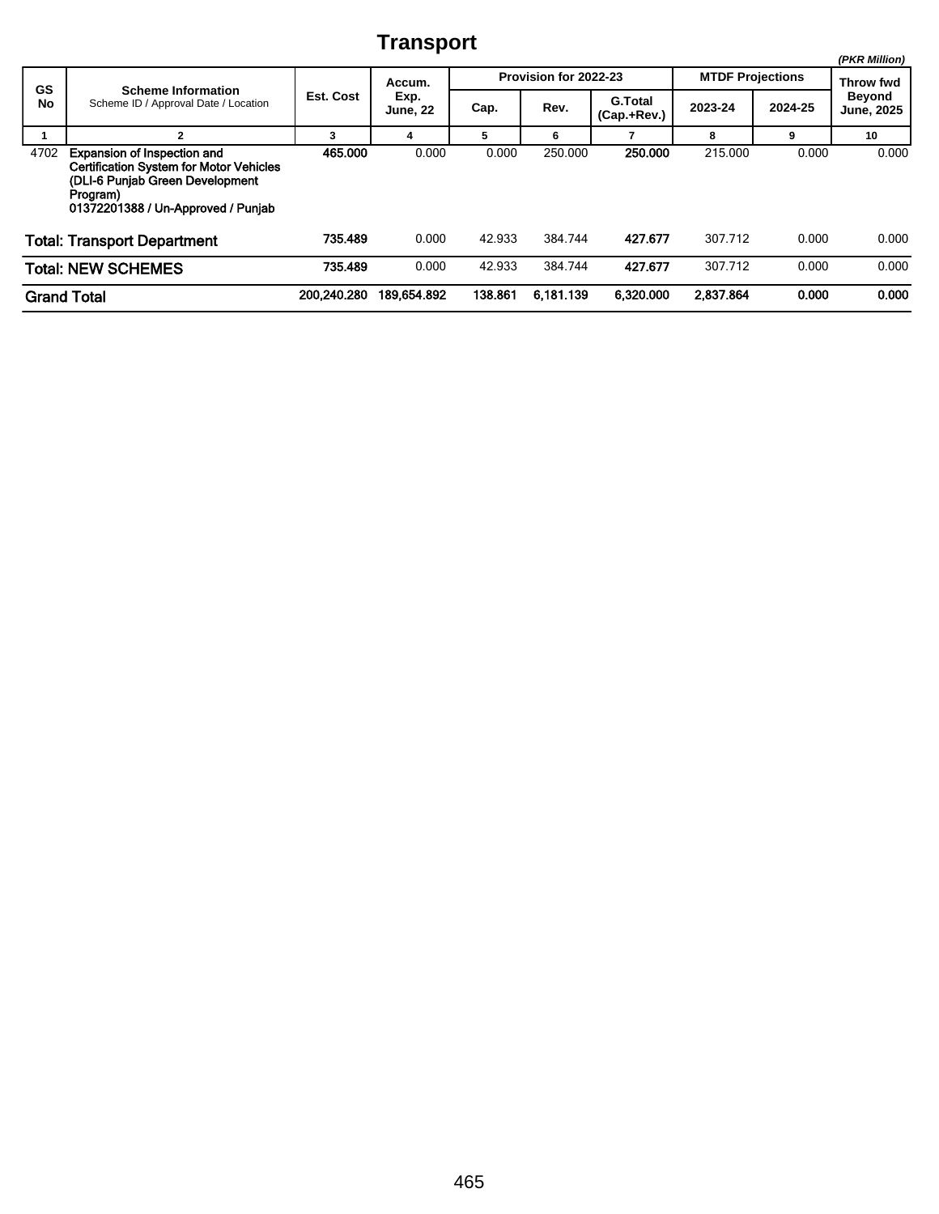# Transport

*(PKR Million)*

| GS No | Scheme Information<br>Scheme ID / Approval Date / Location | Est. Cost | Accum. Exp. June, 22 | Provision for 2022-23 | | | MTDF Projections | | Throw fwd Beyond June, 2025 |
|---|---|---|---|---|---|---|---|---|---|
| | | | | Cap. | Rev. | G.Total (Cap.+Rev.) | 2023-24 | 2024-25 | |
| 1 | 2 | 3 | 4 | 5 | 6 | 7 | 8 | 9 | 10 |
| 4702 | **Expansion of Inspection and Certification System for Motor Vehicles (DLI-6 Punjab Green Development Program)**<br>**01372201388 / Un-Approved / Punjab** | **465.000** | 0.000 | 0.000 | 250.000 | **250.000** | 215.000 | 0.000 | 0.000 |
| | **Total: Transport Department** | **735.489** | 0.000 | 42.933 | 384.744 | **427.677** | 307.712 | 0.000 | 0.000 |
| | **Total: NEW SCHEMES** | **735.489** | 0.000 | 42.933 | 384.744 | **427.677** | 307.712 | 0.000 | 0.000 |
| | **Grand Total** | **200,240.280** | **189,654.892** | **138.861** | **6,181.139** | **6,320.000** | **2,837.864** | **0.000** | **0.000** |